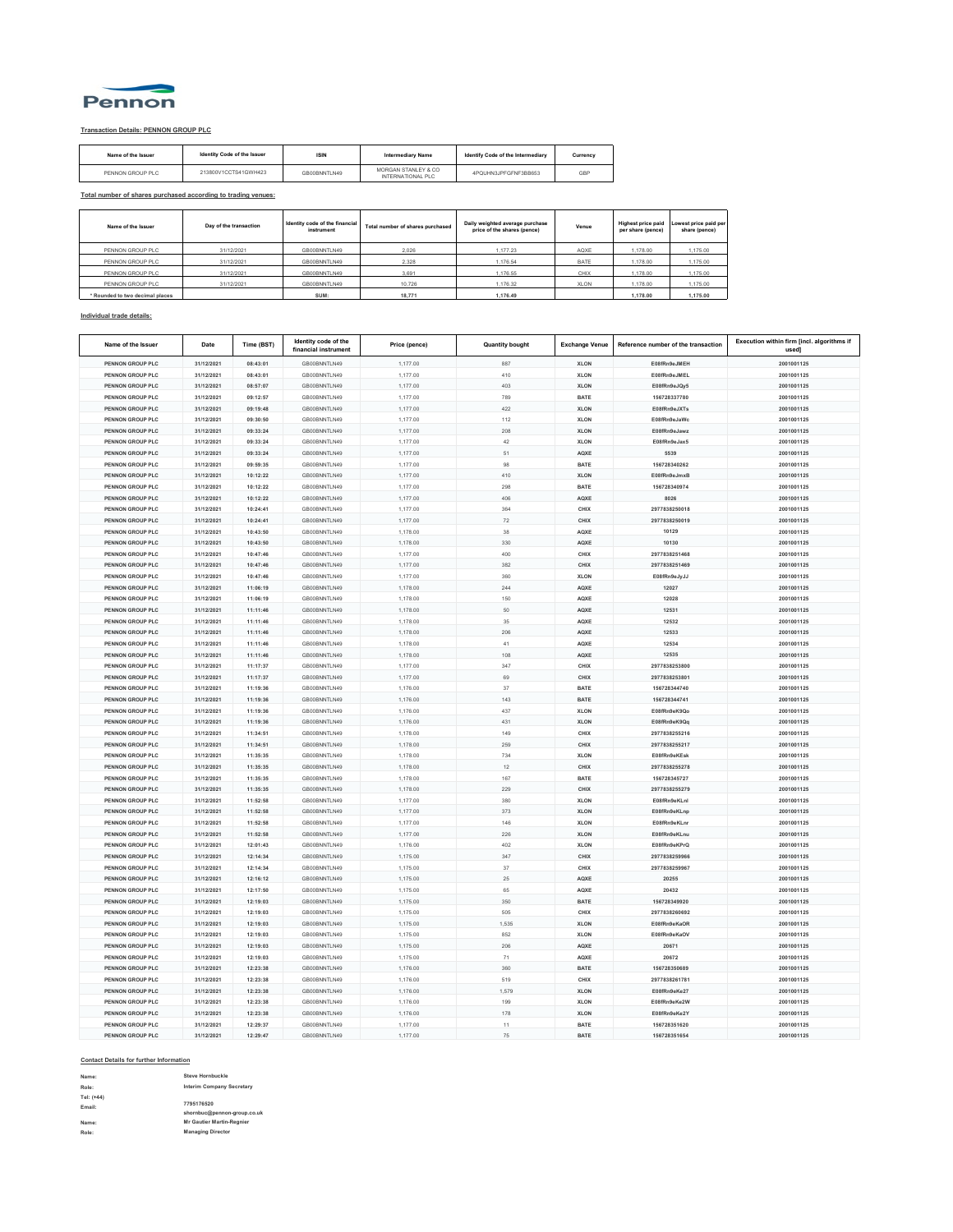Pennon

**Transaction Details: PENNON GROUP PLC**

| Name of the Issuer | Identity Code of the Issuer | ISIN | Intermediary Name | Identify Code of the Intermediary | Currency |
|---|---|---|---|---|---|
| PENNON GROUP PLC | 213800V1CCTS41GWH423 | GB00BNNTLN49 | MORGAN STANLEY & CO INTERNATIONAL PLC | 4PQUHN3JPFGFNF3BB653 | GBP |

**Total number of shares purchased according to trading venues:**

| Name of the Issuer | Day of the transaction | Identity code of the financial instrument | Total number of shares purchased | Daily weighted average purchase price of the shares (pence) | Venue | Highest price paid per share (pence) | Lowest price paid per share (pence) |
|---|---|---|---|---|---|---|---|
| PENNON GROUP PLC | 31/12/2021 | GB00BNNTLN49 | 2,026 | 1,177.23 | AQXE | 1,178.00 | 1,175.00 |
| PENNON GROUP PLC | 31/12/2021 | GB00BNNTLN49 | 2,328 | 1,176.54 | BATE | 1,178.00 | 1,175.00 |
| PENNON GROUP PLC | 31/12/2021 | GB00BNNTLN49 | 3,691 | 1,176.55 | CHIX | 1,178.00 | 1,175.00 |
| PENNON GROUP PLC | 31/12/2021 | GB00BNNTLN49 | 10,726 | 1,176.32 | XLON | 1,178.00 | 1,175.00 |
| * Rounded to two decimal places | | SUM: | 18,771 | 1,176.49 | | 1,178.00 | 1,175.00 |

**Individual trade details:**

| Name of the Issuer | Date | Time (BST) | Identity code of the financial instrument | Price (pence) | Quantity bought | Exchange Venue | Reference number of the transaction | Execution within firm [incl. algorithms if used] |
|---|---|---|---|---|---|---|---|---|
| PENNON GROUP PLC | 31/12/2021 | 08:43:01 | GB00BNNTLN49 | 1,177.00 | 887 | XLON | E08fRn9eJMEH | 2001001125 |
| PENNON GROUP PLC | 31/12/2021 | 08:43:01 | GB00BNNTLN49 | 1,177.00 | 410 | XLON | E08fRn9eJMEL | 2001001125 |
| PENNON GROUP PLC | 31/12/2021 | 08:57:07 | GB00BNNTLN49 | 1,177.00 | 403 | XLON | E08fRn9eJQy5 | 2001001125 |
| PENNON GROUP PLC | 31/12/2021 | 09:12:57 | GB00BNNTLN49 | 1,177.00 | 789 | BATE | 156728337780 | 2001001125 |
| PENNON GROUP PLC | 31/12/2021 | 09:19:48 | GB00BNNTLN49 | 1,177.00 | 422 | XLON | E08fRn9eJXTs | 2001001125 |
| PENNON GROUP PLC | 31/12/2021 | 09:30:50 | GB00BNNTLN49 | 1,177.00 | 112 | XLON | E08fRn9eJaWc | 2001001125 |
| PENNON GROUP PLC | 31/12/2021 | 09:33:24 | GB00BNNTLN49 | 1,177.00 | 208 | XLON | E08fRn9eJawz | 2001001125 |
| PENNON GROUP PLC | 31/12/2021 | 09:33:24 | GB00BNNTLN49 | 1,177.00 | 42 | XLON | E08fRn9eJax5 | 2001001125 |
| PENNON GROUP PLC | 31/12/2021 | 09:33:24 | GB00BNNTLN49 | 1,177.00 | 51 | AQXE | 5539 | 2001001125 |
| PENNON GROUP PLC | 31/12/2021 | 09:59:35 | GB00BNNTLN49 | 1,177.00 | 98 | BATE | 156728340262 | 2001001125 |
| PENNON GROUP PLC | 31/12/2021 | 10:12:22 | GB00BNNTLN49 | 1,177.00 | 410 | XLON | E08fRn9eJmxB | 2001001125 |
| PENNON GROUP PLC | 31/12/2021 | 10:12:22 | GB00BNNTLN49 | 1,177.00 | 298 | BATE | 156728340974 | 2001001125 |
| PENNON GROUP PLC | 31/12/2021 | 10:12:22 | GB00BNNTLN49 | 1,177.00 | 406 | AQXE | 8026 | 2001001125 |
| PENNON GROUP PLC | 31/12/2021 | 10:24:41 | GB00BNNTLN49 | 1,177.00 | 364 | CHIX | 2977838250018 | 2001001125 |
| PENNON GROUP PLC | 31/12/2021 | 10:24:41 | GB00BNNTLN49 | 1,177.00 | 72 | CHIX | 2977838250019 | 2001001125 |
| PENNON GROUP PLC | 31/12/2021 | 10:43:50 | GB00BNNTLN49 | 1,178.00 | 38 | AQXE | 10129 | 2001001125 |
| PENNON GROUP PLC | 31/12/2021 | 10:43:50 | GB00BNNTLN49 | 1,178.00 | 330 | AQXE | 10130 | 2001001125 |
| PENNON GROUP PLC | 31/12/2021 | 10:47:46 | GB00BNNTLN49 | 1,177.00 | 400 | CHIX | 2977838251468 | 2001001125 |
| PENNON GROUP PLC | 31/12/2021 | 10:47:46 | GB00BNNTLN49 | 1,177.00 | 382 | CHIX | 2977838251469 | 2001001125 |
| PENNON GROUP PLC | 31/12/2021 | 10:47:46 | GB00BNNTLN49 | 1,177.00 | 360 | XLON | E08fRn9eJyJJ | 2001001125 |
| PENNON GROUP PLC | 31/12/2021 | 11:06:19 | GB00BNNTLN49 | 1,178.00 | 244 | AQXE | 12027 | 2001001125 |
| PENNON GROUP PLC | 31/12/2021 | 11:06:19 | GB00BNNTLN49 | 1,178.00 | 150 | AQXE | 12028 | 2001001125 |
| PENNON GROUP PLC | 31/12/2021 | 11:11:46 | GB00BNNTLN49 | 1,178.00 | 50 | AQXE | 12531 | 2001001125 |
| PENNON GROUP PLC | 31/12/2021 | 11:11:46 | GB00BNNTLN49 | 1,178.00 | 35 | AQXE | 12532 | 2001001125 |
| PENNON GROUP PLC | 31/12/2021 | 11:11:46 | GB00BNNTLN49 | 1,178.00 | 206 | AQXE | 12533 | 2001001125 |
| PENNON GROUP PLC | 31/12/2021 | 11:11:46 | GB00BNNTLN49 | 1,178.00 | 41 | AQXE | 12534 | 2001001125 |
| PENNON GROUP PLC | 31/12/2021 | 11:11:46 | GB00BNNTLN49 | 1,178.00 | 108 | AQXE | 12535 | 2001001125 |
| PENNON GROUP PLC | 31/12/2021 | 11:17:37 | GB00BNNTLN49 | 1,177.00 | 347 | CHIX | 2977838253800 | 2001001125 |
| PENNON GROUP PLC | 31/12/2021 | 11:17:37 | GB00BNNTLN49 | 1,177.00 | 69 | CHIX | 2977838253801 | 2001001125 |
| PENNON GROUP PLC | 31/12/2021 | 11:19:36 | GB00BNNTLN49 | 1,176.00 | 37 | BATE | 156728344740 | 2001001125 |
| PENNON GROUP PLC | 31/12/2021 | 11:19:36 | GB00BNNTLN49 | 1,176.00 | 143 | BATE | 156728344741 | 2001001125 |
| PENNON GROUP PLC | 31/12/2021 | 11:19:36 | GB00BNNTLN49 | 1,176.00 | 437 | XLON | E08fRn9eK9Qo | 2001001125 |
| PENNON GROUP PLC | 31/12/2021 | 11:19:36 | GB00BNNTLN49 | 1,176.00 | 431 | XLON | E08fRn9eK9Qq | 2001001125 |
| PENNON GROUP PLC | 31/12/2021 | 11:34:51 | GB00BNNTLN49 | 1,178.00 | 149 | CHIX | 2977838255216 | 2001001125 |
| PENNON GROUP PLC | 31/12/2021 | 11:34:51 | GB00BNNTLN49 | 1,178.00 | 259 | CHIX | 2977838255217 | 2001001125 |
| PENNON GROUP PLC | 31/12/2021 | 11:35:35 | GB00BNNTLN49 | 1,178.00 | 734 | XLON | E08fRn9eKEsk | 2001001125 |
| PENNON GROUP PLC | 31/12/2021 | 11:35:35 | GB00BNNTLN49 | 1,178.00 | 12 | CHIX | 2977838255278 | 2001001125 |
| PENNON GROUP PLC | 31/12/2021 | 11:35:35 | GB00BNNTLN49 | 1,178.00 | 167 | BATE | 156728345727 | 2001001125 |
| PENNON GROUP PLC | 31/12/2021 | 11:35:35 | GB00BNNTLN49 | 1,178.00 | 229 | CHIX | 2977838255279 | 2001001125 |
| PENNON GROUP PLC | 31/12/2021 | 11:52:58 | GB00BNNTLN49 | 1,177.00 | 380 | XLON | E08fRn9eKLnl | 2001001125 |
| PENNON GROUP PLC | 31/12/2021 | 11:52:58 | GB00BNNTLN49 | 1,177.00 | 373 | XLON | E08fRn9eKLnp | 2001001125 |
| PENNON GROUP PLC | 31/12/2021 | 11:52:58 | GB00BNNTLN49 | 1,177.00 | 146 | XLON | E08fRn9eKLnr | 2001001125 |
| PENNON GROUP PLC | 31/12/2021 | 11:52:58 | GB00BNNTLN49 | 1,177.00 | 226 | XLON | E08fRn9eKLnu | 2001001125 |
| PENNON GROUP PLC | 31/12/2021 | 12:01:43 | GB00BNNTLN49 | 1,176.00 | 402 | XLON | E08fRn9eKPrQ | 2001001125 |
| PENNON GROUP PLC | 31/12/2021 | 12:14:34 | GB00BNNTLN49 | 1,175.00 | 347 | CHIX | 2977838259966 | 2001001125 |
| PENNON GROUP PLC | 31/12/2021 | 12:14:34 | GB00BNNTLN49 | 1,175.00 | 37 | CHIX | 2977838259967 | 2001001125 |
| PENNON GROUP PLC | 31/12/2021 | 12:16:12 | GB00BNNTLN49 | 1,175.00 | 25 | AQXE | 20255 | 2001001125 |
| PENNON GROUP PLC | 31/12/2021 | 12:17:50 | GB00BNNTLN49 | 1,175.00 | 65 | AQXE | 20432 | 2001001125 |
| PENNON GROUP PLC | 31/12/2021 | 12:19:03 | GB00BNNTLN49 | 1,175.00 | 350 | BATE | 156728349920 | 2001001125 |
| PENNON GROUP PLC | 31/12/2021 | 12:19:03 | GB00BNNTLN49 | 1,175.00 | 505 | CHIX | 2977838260692 | 2001001125 |
| PENNON GROUP PLC | 31/12/2021 | 12:19:03 | GB00BNNTLN49 | 1,175.00 | 1,535 | XLON | E08fRn9eKaOR | 2001001125 |
| PENNON GROUP PLC | 31/12/2021 | 12:19:03 | GB00BNNTLN49 | 1,175.00 | 852 | XLON | E08fRn9eKaOV | 2001001125 |
| PENNON GROUP PLC | 31/12/2021 | 12:19:03 | GB00BNNTLN49 | 1,175.00 | 206 | AQXE | 20671 | 2001001125 |
| PENNON GROUP PLC | 31/12/2021 | 12:19:03 | GB00BNNTLN49 | 1,175.00 | 71 | AQXE | 20672 | 2001001125 |
| PENNON GROUP PLC | 31/12/2021 | 12:23:38 | GB00BNNTLN49 | 1,176.00 | 360 | BATE | 156728350689 | 2001001125 |
| PENNON GROUP PLC | 31/12/2021 | 12:23:38 | GB00BNNTLN49 | 1,176.00 | 519 | CHIX | 2977838261781 | 2001001125 |
| PENNON GROUP PLC | 31/12/2021 | 12:23:38 | GB00BNNTLN49 | 1,176.00 | 1,579 | XLON | E08fRn9eKe27 | 2001001125 |
| PENNON GROUP PLC | 31/12/2021 | 12:23:38 | GB00BNNTLN49 | 1,176.00 | 199 | XLON | E08fRn9eKe2W | 2001001125 |
| PENNON GROUP PLC | 31/12/2021 | 12:23:38 | GB00BNNTLN49 | 1,176.00 | 178 | XLON | E08fRn9eKe2Y | 2001001125 |
| PENNON GROUP PLC | 31/12/2021 | 12:29:37 | GB00BNNTLN49 | 1,177.00 | 11 | BATE | 156728351620 | 2001001125 |
| PENNON GROUP PLC | 31/12/2021 | 12:29:47 | GB00BNNTLN49 | 1,177.00 | 75 | BATE | 156728351654 | 2001001125 |

**Contact Details for further Information**

Name: Steve Hornbuckle
Role: Interim Company Secretary
Tel: (+44) 7795176520
Email: shornbuc@pennon-group.co.uk
Name: Mr Gautier Martin-Regnier
Role: Managing Director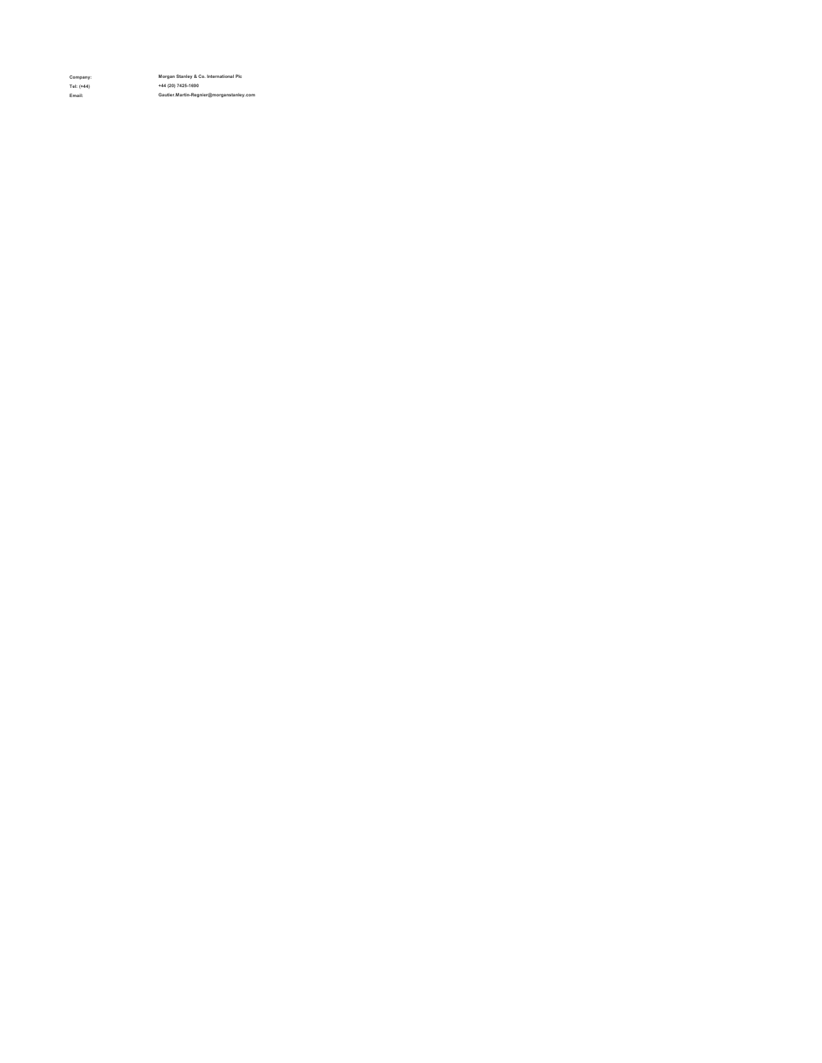| | |
|---|---|
| Company: | Morgan Stanley & Co. International Plc |
| Tel: (+44) | +44 (20) 7425-1690 |
| Email: | Gautier.Martin-Regnier@morganstanley.com |